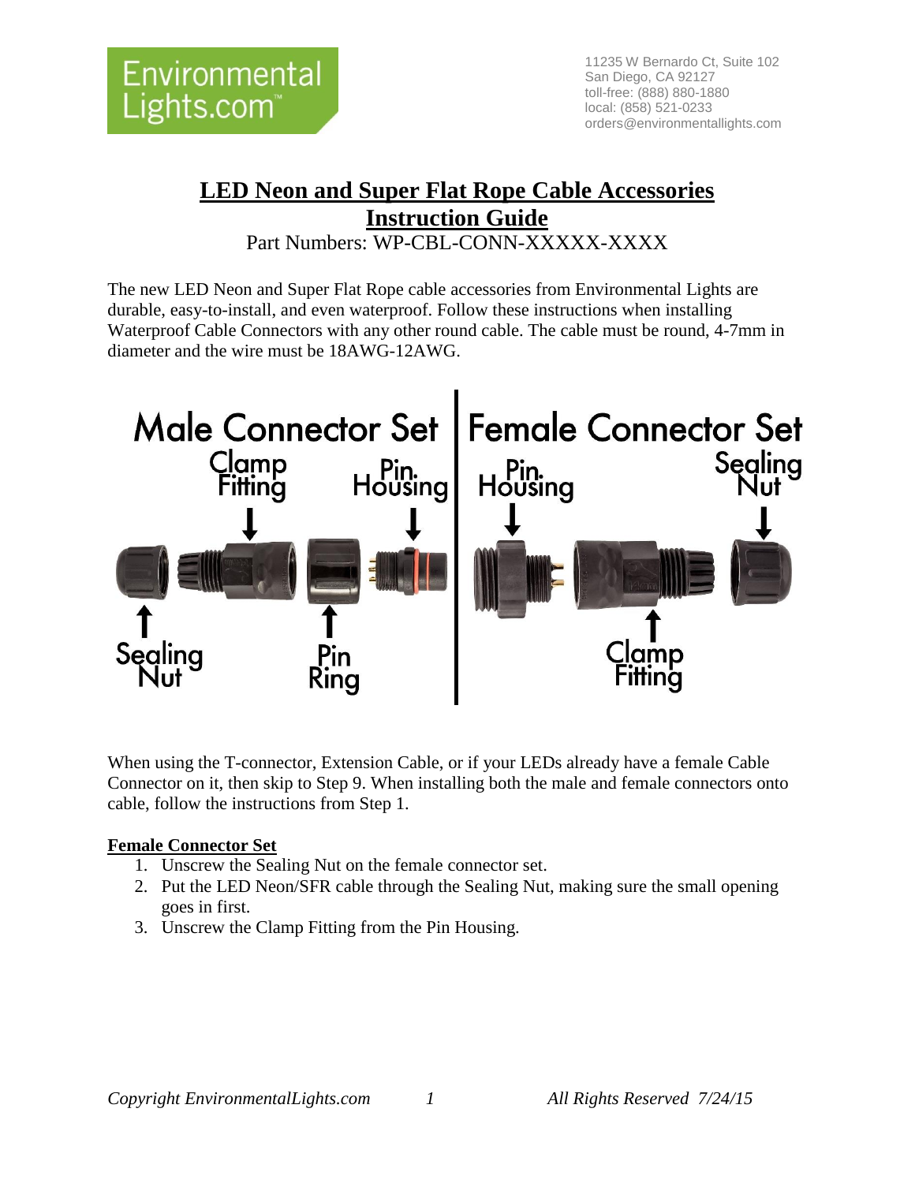Environmental Lights.com™

11235 W Bernardo Ct, Suite 102
San Diego, CA 92127
toll-free: (888) 880-1880
local: (858) 521-0233
orders@environmentallights.com

# LED Neon and Super Flat Rope Cable Accessories Instruction Guide

Part Numbers: WP-CBL-CONN-XXXXX-XXXX

The new LED Neon and Super Flat Rope cable accessories from Environmental Lights are durable, easy-to-install, and even waterproof. Follow these instructions when installing Waterproof Cable Connectors with any other round cable. The cable must be round, 4-7mm in diameter and the wire must be 18AWG-12AWG.

Male Connector Set: Clamp Fitting, Pin Housing, Sealing Nut, Pin Ring

Female Connector Set: Pin Housing, Sealing Nut, Clamp Fitting

When using the T-connector, Extension Cable, or if your LEDs already have a female Cable Connector on it, then skip to Step 9. When installing both the male and female connectors onto cable, follow the instructions from Step 1.

## Female Connector Set

1. Unscrew the Sealing Nut on the female connector set.
2. Put the LED Neon/SFR cable through the Sealing Nut, making sure the small opening goes in first.
3. Unscrew the Clamp Fitting from the Pin Housing.

*Copyright EnvironmentalLights.com* *All Rights Reserved 7/24/15*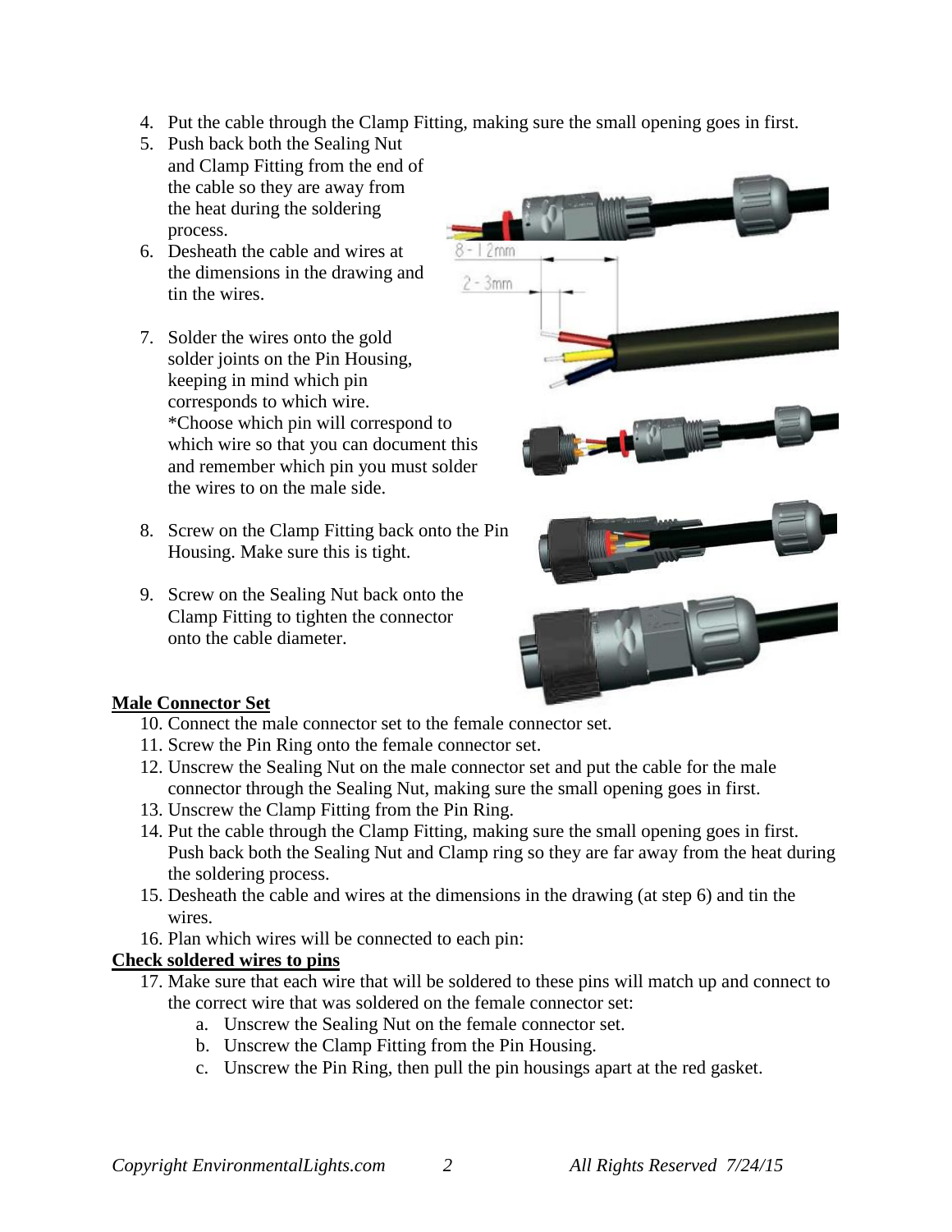4. Put the cable through the Clamp Fitting, making sure the small opening goes in first.
5. Push back both the Sealing Nut and Clamp Fitting from the end of the cable so they are away from the heat during the soldering process.
6. Desheath the cable and wires at the dimensions in the drawing and tin the wires.

7. Solder the wires onto the gold solder joints on the Pin Housing, keeping in mind which pin corresponds to which wire. *Choose which pin will correspond to which wire so that you can document this and remember which pin you must solder the wires to on the male side.

8. Screw on the Clamp Fitting back onto the Pin Housing. Make sure this is tight.

9. Screw on the Sealing Nut back onto the Clamp Fitting to tighten the connector onto the cable diameter.

**Male Connector Set**

10. Connect the male connector set to the female connector set.
11. Screw the Pin Ring onto the female connector set.
12. Unscrew the Sealing Nut on the male connector set and put the cable for the male connector through the Sealing Nut, making sure the small opening goes in first.
13. Unscrew the Clamp Fitting from the Pin Ring.
14. Put the cable through the Clamp Fitting, making sure the small opening goes in first. Push back both the Sealing Nut and Clamp ring so they are far away from the heat during the soldering process.
15. Desheath the cable and wires at the dimensions in the drawing (at step 6) and tin the wires.
16. Plan which wires will be connected to each pin:

**Check soldered wires to pins**

17. Make sure that each wire that will be soldered to these pins will match up and connect to the correct wire that was soldered on the female connector set:
    a. Unscrew the Sealing Nut on the female connector set.
    b. Unscrew the Clamp Fitting from the Pin Housing.
    c. Unscrew the Pin Ring, then pull the pin housings apart at the red gasket.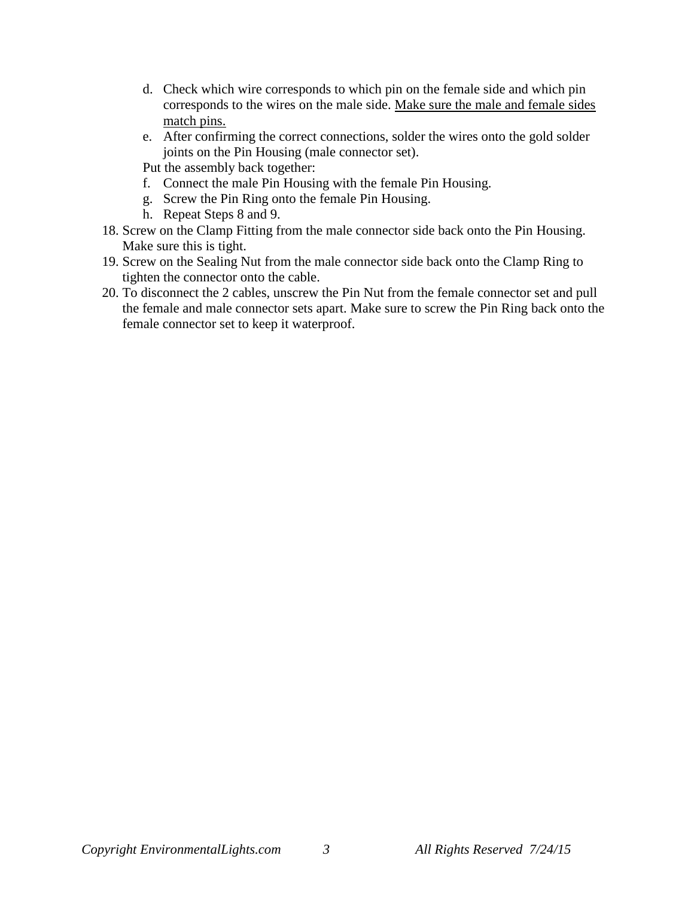d. Check which wire corresponds to which pin on the female side and which pin corresponds to the wires on the male side. <u>Make sure the male and female sides match pins.</u>
e. After confirming the correct connections, solder the wires onto the gold solder joints on the Pin Housing (male connector set).

Put the assembly back together:

f. Connect the male Pin Housing with the female Pin Housing.
g. Screw the Pin Ring onto the female Pin Housing.
h. Repeat Steps 8 and 9.

18. Screw on the Clamp Fitting from the male connector side back onto the Pin Housing. Make sure this is tight.
19. Screw on the Sealing Nut from the male connector side back onto the Clamp Ring to tighten the connector onto the cable.
20. To disconnect the 2 cables, unscrew the Pin Nut from the female connector set and pull the female and male connector sets apart. Make sure to screw the Pin Ring back onto the female connector set to keep it waterproof.